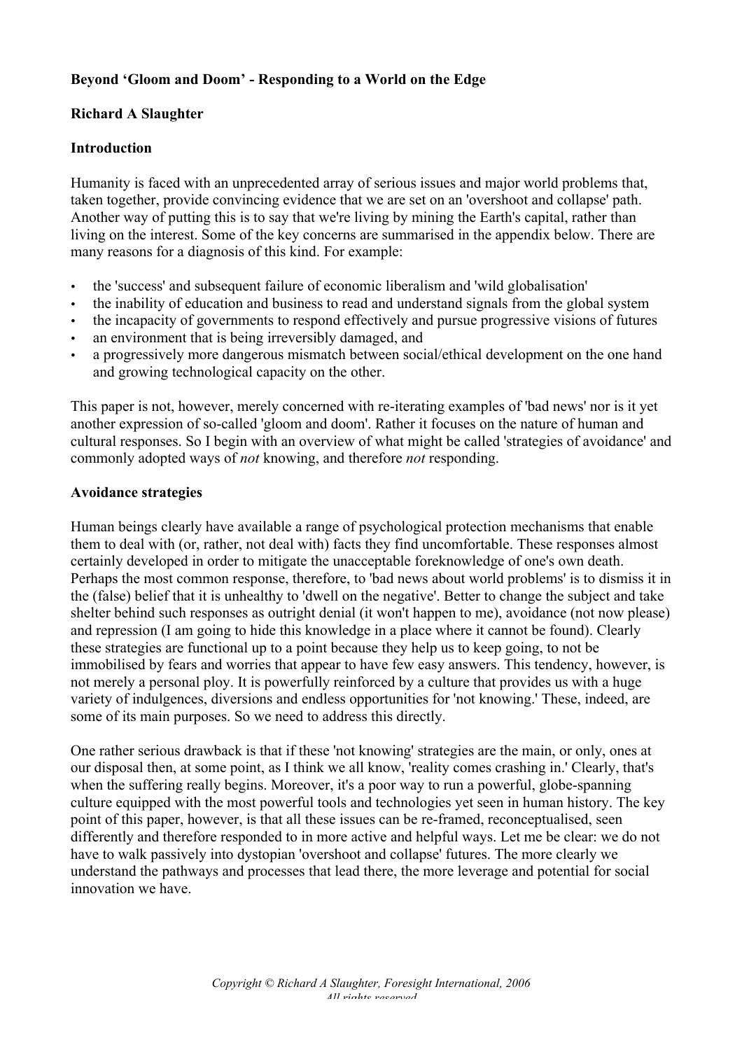# Beyond 'Gloom and Doom' - Responding to a World on the Edge

**Richard A Slaughter**

## Introduction

Humanity is faced with an unprecedented array of serious issues and major world problems that, taken together, provide convincing evidence that we are set on an 'overshoot and collapse' path. Another way of putting this is to say that we're living by mining the Earth's capital, rather than living on the interest. Some of the key concerns are summarised in the appendix below. There are many reasons for a diagnosis of this kind. For example:

- the 'success' and subsequent failure of economic liberalism and 'wild globalisation'
- the inability of education and business to read and understand signals from the global system
- the incapacity of governments to respond effectively and pursue progressive visions of futures
- an environment that is being irreversibly damaged, and
- a progressively more dangerous mismatch between social/ethical development on the one hand and growing technological capacity on the other.

This paper is not, however, merely concerned with re-iterating examples of 'bad news' nor is it yet another expression of so-called 'gloom and doom'. Rather it focuses on the nature of human and cultural responses. So I begin with an overview of what might be called 'strategies of avoidance' and commonly adopted ways of *not* knowing, and therefore *not* responding.

## Avoidance strategies

Human beings clearly have available a range of psychological protection mechanisms that enable them to deal with (or, rather, not deal with) facts they find uncomfortable. These responses almost certainly developed in order to mitigate the unacceptable foreknowledge of one's own death. Perhaps the most common response, therefore, to 'bad news about world problems' is to dismiss it in the (false) belief that it is unhealthy to 'dwell on the negative'. Better to change the subject and take shelter behind such responses as outright denial (it won't happen to me), avoidance (not now please) and repression (I am going to hide this knowledge in a place where it cannot be found). Clearly these strategies are functional up to a point because they help us to keep going, to not be immobilised by fears and worries that appear to have few easy answers. This tendency, however, is not merely a personal ploy. It is powerfully reinforced by a culture that provides us with a huge variety of indulgences, diversions and endless opportunities for 'not knowing.' These, indeed, are some of its main purposes. So we need to address this directly.

One rather serious drawback is that if these 'not knowing' strategies are the main, or only, ones at our disposal then, at some point, as I think we all know, 'reality comes crashing in.' Clearly, that's when the suffering really begins. Moreover, it's a poor way to run a powerful, globe-spanning culture equipped with the most powerful tools and technologies yet seen in human history. The key point of this paper, however, is that all these issues can be re-framed, reconceptualised, seen differently and therefore responded to in more active and helpful ways. Let me be clear: we do not have to walk passively into dystopian 'overshoot and collapse' futures. The more clearly we understand the pathways and processes that lead there, the more leverage and potential for social innovation we have.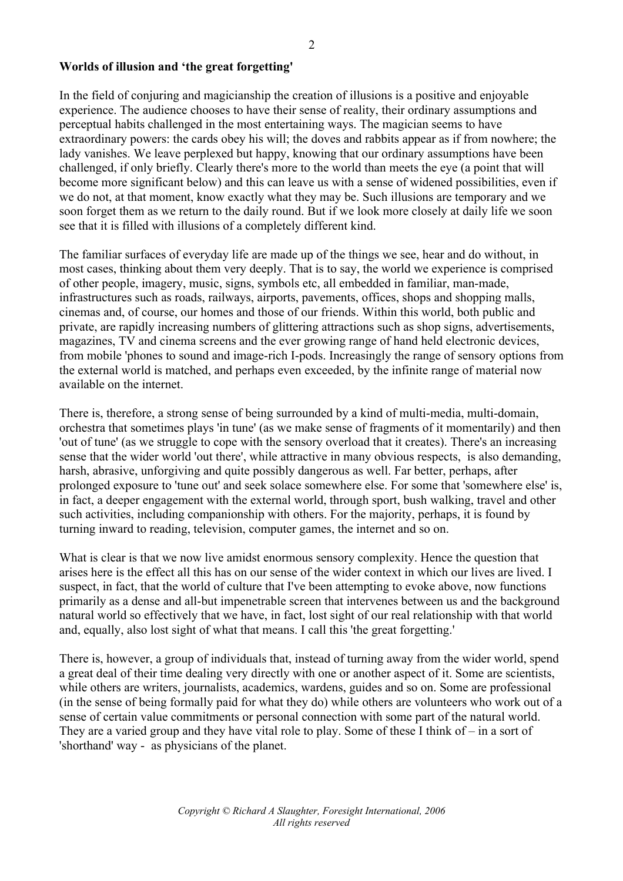**Worlds of illusion and 'the great forgetting'**

In the field of conjuring and magicianship the creation of illusions is a positive and enjoyable experience. The audience chooses to have their sense of reality, their ordinary assumptions and perceptual habits challenged in the most entertaining ways. The magician seems to have extraordinary powers: the cards obey his will; the doves and rabbits appear as if from nowhere; the lady vanishes. We leave perplexed but happy, knowing that our ordinary assumptions have been challenged, if only briefly. Clearly there's more to the world than meets the eye (a point that will become more significant below) and this can leave us with a sense of widened possibilities, even if we do not, at that moment, know exactly what they may be. Such illusions are temporary and we soon forget them as we return to the daily round. But if we look more closely at daily life we soon see that it is filled with illusions of a completely different kind.

The familiar surfaces of everyday life are made up of the things we see, hear and do without, in most cases, thinking about them very deeply. That is to say, the world we experience is comprised of other people, imagery, music, signs, symbols etc, all embedded in familiar, man-made, infrastructures such as roads, railways, airports, pavements, offices, shops and shopping malls, cinemas and, of course, our homes and those of our friends. Within this world, both public and private, are rapidly increasing numbers of glittering attractions such as shop signs, advertisements, magazines, TV and cinema screens and the ever growing range of hand held electronic devices, from mobile 'phones to sound and image-rich I-pods. Increasingly the range of sensory options from the external world is matched, and perhaps even exceeded, by the infinite range of material now available on the internet.

There is, therefore, a strong sense of being surrounded by a kind of multi-media, multi-domain, orchestra that sometimes plays 'in tune' (as we make sense of fragments of it momentarily) and then 'out of tune' (as we struggle to cope with the sensory overload that it creates). There's an increasing sense that the wider world 'out there', while attractive in many obvious respects, is also demanding, harsh, abrasive, unforgiving and quite possibly dangerous as well. Far better, perhaps, after prolonged exposure to 'tune out' and seek solace somewhere else. For some that 'somewhere else' is, in fact, a deeper engagement with the external world, through sport, bush walking, travel and other such activities, including companionship with others. For the majority, perhaps, it is found by turning inward to reading, television, computer games, the internet and so on.

What is clear is that we now live amidst enormous sensory complexity. Hence the question that arises here is the effect all this has on our sense of the wider context in which our lives are lived. I suspect, in fact, that the world of culture that I've been attempting to evoke above, now functions primarily as a dense and all-but impenetrable screen that intervenes between us and the background natural world so effectively that we have, in fact, lost sight of our real relationship with that world and, equally, also lost sight of what that means. I call this 'the great forgetting.'

There is, however, a group of individuals that, instead of turning away from the wider world, spend a great deal of their time dealing very directly with one or another aspect of it. Some are scientists, while others are writers, journalists, academics, wardens, guides and so on. Some are professional (in the sense of being formally paid for what they do) while others are volunteers who work out of a sense of certain value commitments or personal connection with some part of the natural world. They are a varied group and they have vital role to play. Some of these I think of – in a sort of 'shorthand' way - as physicians of the planet.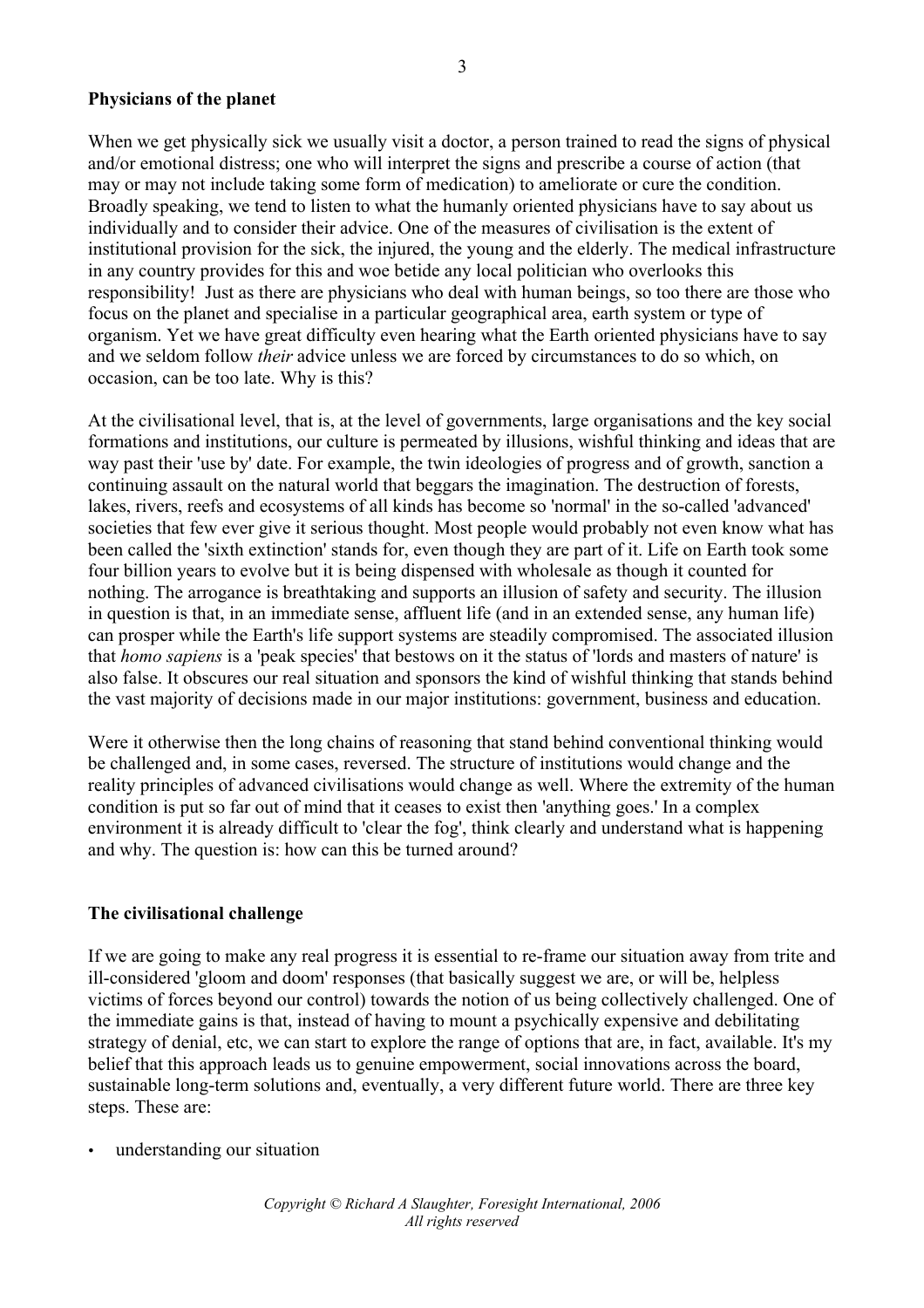**Physicians of the planet**

When we get physically sick we usually visit a doctor, a person trained to read the signs of physical and/or emotional distress; one who will interpret the signs and prescribe a course of action (that may or may not include taking some form of medication) to ameliorate or cure the condition. Broadly speaking, we tend to listen to what the humanly oriented physicians have to say about us individually and to consider their advice. One of the measures of civilisation is the extent of institutional provision for the sick, the injured, the young and the elderly. The medical infrastructure in any country provides for this and woe betide any local politician who overlooks this responsibility! Just as there are physicians who deal with human beings, so too there are those who focus on the planet and specialise in a particular geographical area, earth system or type of organism. Yet we have great difficulty even hearing what the Earth oriented physicians have to say and we seldom follow *their* advice unless we are forced by circumstances to do so which, on occasion, can be too late. Why is this?

At the civilisational level, that is, at the level of governments, large organisations and the key social formations and institutions, our culture is permeated by illusions, wishful thinking and ideas that are way past their 'use by' date. For example, the twin ideologies of progress and of growth, sanction a continuing assault on the natural world that beggars the imagination. The destruction of forests, lakes, rivers, reefs and ecosystems of all kinds has become so 'normal' in the so-called 'advanced' societies that few ever give it serious thought. Most people would probably not even know what has been called the 'sixth extinction' stands for, even though they are part of it. Life on Earth took some four billion years to evolve but it is being dispensed with wholesale as though it counted for nothing. The arrogance is breathtaking and supports an illusion of safety and security. The illusion in question is that, in an immediate sense, affluent life (and in an extended sense, any human life) can prosper while the Earth's life support systems are steadily compromised. The associated illusion that *homo sapiens* is a 'peak species' that bestows on it the status of 'lords and masters of nature' is also false. It obscures our real situation and sponsors the kind of wishful thinking that stands behind the vast majority of decisions made in our major institutions: government, business and education.

Were it otherwise then the long chains of reasoning that stand behind conventional thinking would be challenged and, in some cases, reversed. The structure of institutions would change and the reality principles of advanced civilisations would change as well. Where the extremity of the human condition is put so far out of mind that it ceases to exist then 'anything goes.' In a complex environment it is already difficult to 'clear the fog', think clearly and understand what is happening and why. The question is: how can this be turned around?

**The civilisational challenge**

If we are going to make any real progress it is essential to re-frame our situation away from trite and ill-considered 'gloom and doom' responses (that basically suggest we are, or will be, helpless victims of forces beyond our control) towards the notion of us being collectively challenged. One of the immediate gains is that, instead of having to mount a psychically expensive and debilitating strategy of denial, etc, we can start to explore the range of options that are, in fact, available. It's my belief that this approach leads us to genuine empowerment, social innovations across the board, sustainable long-term solutions and, eventually, a very different future world. There are three key steps. These are:

- understanding our situation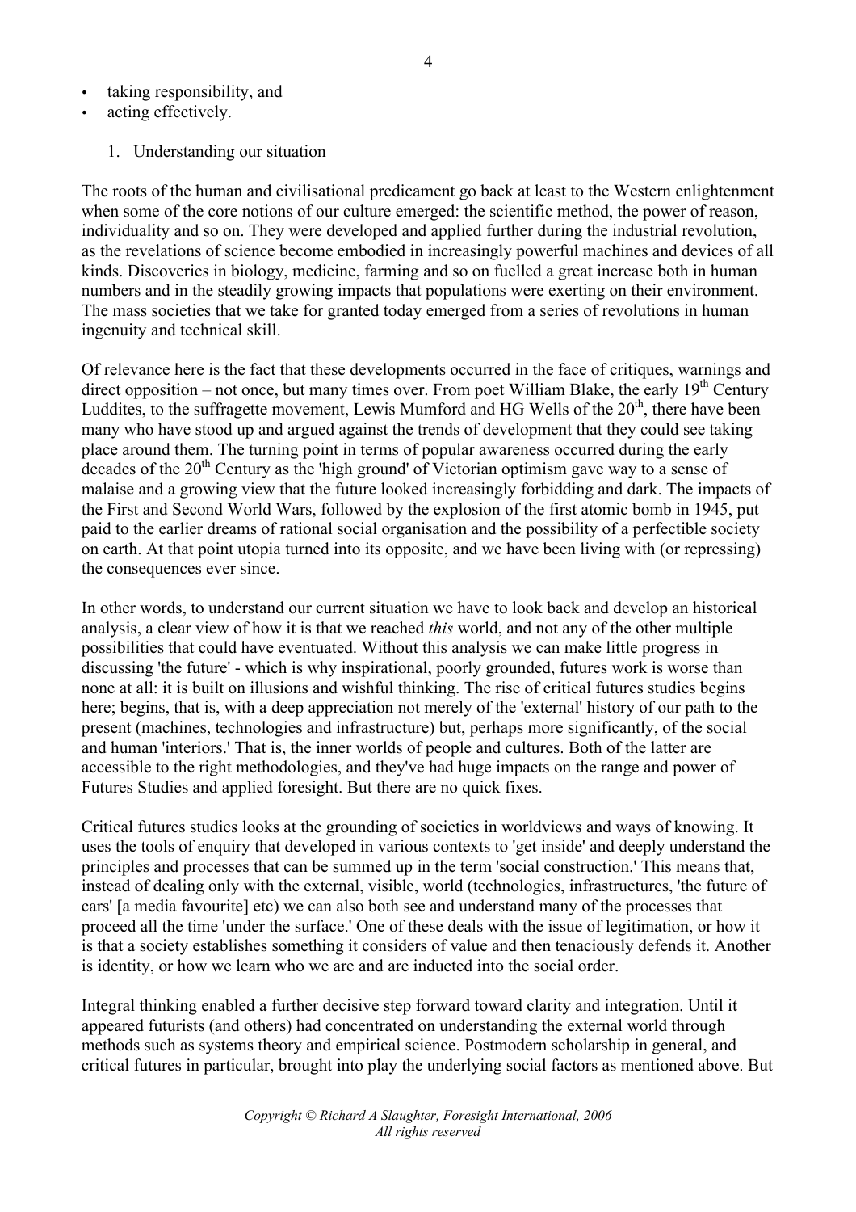- taking responsibility, and
- acting effectively.

1. Understanding our situation

The roots of the human and civilisational predicament go back at least to the Western enlightenment when some of the core notions of our culture emerged: the scientific method, the power of reason, individuality and so on. They were developed and applied further during the industrial revolution, as the revelations of science become embodied in increasingly powerful machines and devices of all kinds. Discoveries in biology, medicine, farming and so on fuelled a great increase both in human numbers and in the steadily growing impacts that populations were exerting on their environment. The mass societies that we take for granted today emerged from a series of revolutions in human ingenuity and technical skill.

Of relevance here is the fact that these developments occurred in the face of critiques, warnings and direct opposition – not once, but many times over. From poet William Blake, the early 19th Century Luddites, to the suffragette movement, Lewis Mumford and HG Wells of the 20th, there have been many who have stood up and argued against the trends of development that they could see taking place around them. The turning point in terms of popular awareness occurred during the early decades of the 20th Century as the 'high ground' of Victorian optimism gave way to a sense of malaise and a growing view that the future looked increasingly forbidding and dark. The impacts of the First and Second World Wars, followed by the explosion of the first atomic bomb in 1945, put paid to the earlier dreams of rational social organisation and the possibility of a perfectible society on earth. At that point utopia turned into its opposite, and we have been living with (or repressing) the consequences ever since.

In other words, to understand our current situation we have to look back and develop an historical analysis, a clear view of how it is that we reached *this* world, and not any of the other multiple possibilities that could have eventuated. Without this analysis we can make little progress in discussing 'the future' - which is why inspirational, poorly grounded, futures work is worse than none at all: it is built on illusions and wishful thinking. The rise of critical futures studies begins here; begins, that is, with a deep appreciation not merely of the 'external' history of our path to the present (machines, technologies and infrastructure) but, perhaps more significantly, of the social and human 'interiors.' That is, the inner worlds of people and cultures. Both of the latter are accessible to the right methodologies, and they've had huge impacts on the range and power of Futures Studies and applied foresight. But there are no quick fixes.

Critical futures studies looks at the grounding of societies in worldviews and ways of knowing. It uses the tools of enquiry that developed in various contexts to 'get inside' and deeply understand the principles and processes that can be summed up in the term 'social construction.' This means that, instead of dealing only with the external, visible, world (technologies, infrastructures, 'the future of cars' [a media favourite] etc) we can also both see and understand many of the processes that proceed all the time 'under the surface.' One of these deals with the issue of legitimation, or how it is that a society establishes something it considers of value and then tenaciously defends it. Another is identity, or how we learn who we are and are inducted into the social order.

Integral thinking enabled a further decisive step forward toward clarity and integration. Until it appeared futurists (and others) had concentrated on understanding the external world through methods such as systems theory and empirical science. Postmodern scholarship in general, and critical futures in particular, brought into play the underlying social factors as mentioned above. But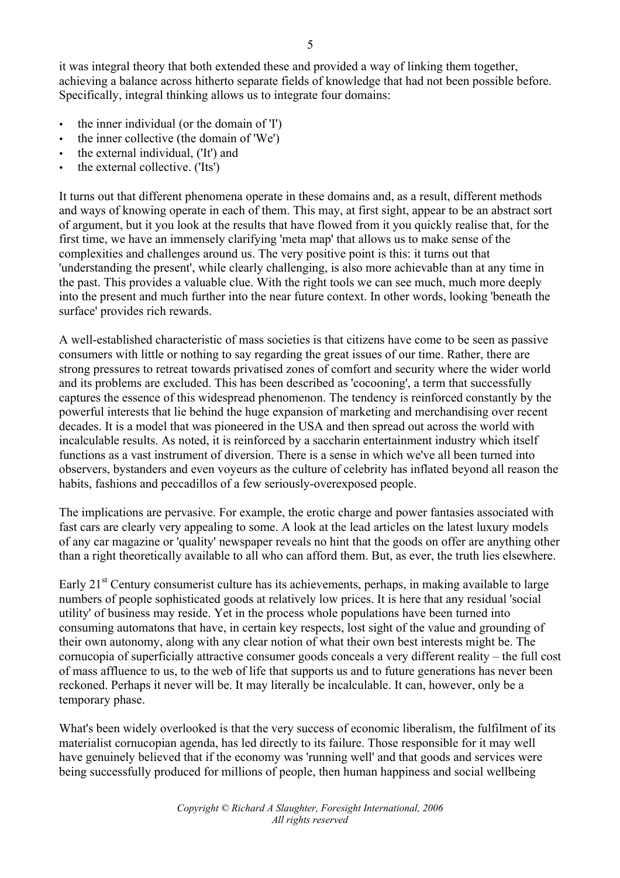it was integral theory that both extended these and provided a way of linking them together, achieving a balance across hitherto separate fields of knowledge that had not been possible before. Specifically, integral thinking allows us to integrate four domains:

- the inner individual (or the domain of 'I')
- the inner collective (the domain of 'We')
- the external individual, ('It') and
- the external collective. ('Its')

It turns out that different phenomena operate in these domains and, as a result, different methods and ways of knowing operate in each of them. This may, at first sight, appear to be an abstract sort of argument, but it you look at the results that have flowed from it you quickly realise that, for the first time, we have an immensely clarifying 'meta map' that allows us to make sense of the complexities and challenges around us. The very positive point is this: it turns out that 'understanding the present', while clearly challenging, is also more achievable than at any time in the past. This provides a valuable clue. With the right tools we can see much, much more deeply into the present and much further into the near future context. In other words, looking 'beneath the surface' provides rich rewards.

A well-established characteristic of mass societies is that citizens have come to be seen as passive consumers with little or nothing to say regarding the great issues of our time. Rather, there are strong pressures to retreat towards privatised zones of comfort and security where the wider world and its problems are excluded. This has been described as 'cocooning', a term that successfully captures the essence of this widespread phenomenon. The tendency is reinforced constantly by the powerful interests that lie behind the huge expansion of marketing and merchandising over recent decades. It is a model that was pioneered in the USA and then spread out across the world with incalculable results. As noted, it is reinforced by a saccharin entertainment industry which itself functions as a vast instrument of diversion. There is a sense in which we've all been turned into observers, bystanders and even voyeurs as the culture of celebrity has inflated beyond all reason the habits, fashions and peccadillos of a few seriously-overexposed people.

The implications are pervasive. For example, the erotic charge and power fantasies associated with fast cars are clearly very appealing to some. A look at the lead articles on the latest luxury models of any car magazine or 'quality' newspaper reveals no hint that the goods on offer are anything other than a right theoretically available to all who can afford them. But, as ever, the truth lies elsewhere.

Early 21st Century consumerist culture has its achievements, perhaps, in making available to large numbers of people sophisticated goods at relatively low prices. It is here that any residual 'social utility' of business may reside. Yet in the process whole populations have been turned into consuming automatons that have, in certain key respects, lost sight of the value and grounding of their own autonomy, along with any clear notion of what their own best interests might be. The cornucopia of superficially attractive consumer goods conceals a very different reality – the full cost of mass affluence to us, to the web of life that supports us and to future generations has never been reckoned. Perhaps it never will be. It may literally be incalculable. It can, however, only be a temporary phase.

What's been widely overlooked is that the very success of economic liberalism, the fulfilment of its materialist cornucopian agenda, has led directly to its failure. Those responsible for it may well have genuinely believed that if the economy was 'running well' and that goods and services were being successfully produced for millions of people, then human happiness and social wellbeing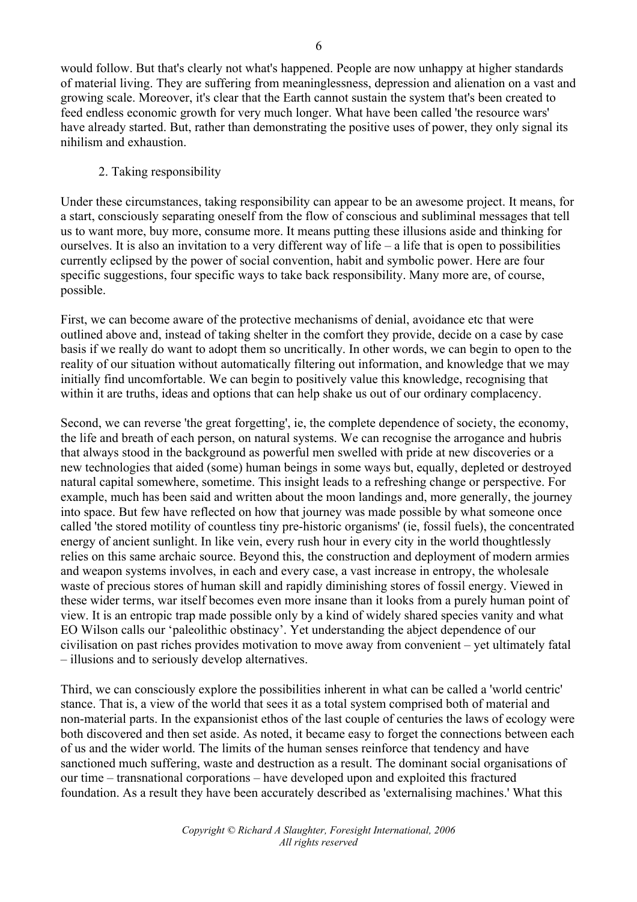would follow. But that's clearly not what's happened. People are now unhappy at higher standards of material living. They are suffering from meaninglessness, depression and alienation on a vast and growing scale. Moreover, it's clear that the Earth cannot sustain the system that's been created to feed endless economic growth for very much longer. What have been called 'the resource wars' have already started. But, rather than demonstrating the positive uses of power, they only signal its nihilism and exhaustion.

## 2. Taking responsibility

Under these circumstances, taking responsibility can appear to be an awesome project. It means, for a start, consciously separating oneself from the flow of conscious and subliminal messages that tell us to want more, buy more, consume more. It means putting these illusions aside and thinking for ourselves. It is also an invitation to a very different way of life – a life that is open to possibilities currently eclipsed by the power of social convention, habit and symbolic power. Here are four specific suggestions, four specific ways to take back responsibility. Many more are, of course, possible.

First, we can become aware of the protective mechanisms of denial, avoidance etc that were outlined above and, instead of taking shelter in the comfort they provide, decide on a case by case basis if we really do want to adopt them so uncritically. In other words, we can begin to open to the reality of our situation without automatically filtering out information, and knowledge that we may initially find uncomfortable. We can begin to positively value this knowledge, recognising that within it are truths, ideas and options that can help shake us out of our ordinary complacency.

Second, we can reverse 'the great forgetting', ie, the complete dependence of society, the economy, the life and breath of each person, on natural systems. We can recognise the arrogance and hubris that always stood in the background as powerful men swelled with pride at new discoveries or a new technologies that aided (some) human beings in some ways but, equally, depleted or destroyed natural capital somewhere, sometime. This insight leads to a refreshing change or perspective. For example, much has been said and written about the moon landings and, more generally, the journey into space. But few have reflected on how that journey was made possible by what someone once called 'the stored motility of countless tiny pre-historic organisms' (ie, fossil fuels), the concentrated energy of ancient sunlight. In like vein, every rush hour in every city in the world thoughtlessly relies on this same archaic source. Beyond this, the construction and deployment of modern armies and weapon systems involves, in each and every case, a vast increase in entropy, the wholesale waste of precious stores of human skill and rapidly diminishing stores of fossil energy. Viewed in these wider terms, war itself becomes even more insane than it looks from a purely human point of view. It is an entropic trap made possible only by a kind of widely shared species vanity and what EO Wilson calls our 'paleolithic obstinacy'. Yet understanding the abject dependence of our civilisation on past riches provides motivation to move away from convenient – yet ultimately fatal – illusions and to seriously develop alternatives.

Third, we can consciously explore the possibilities inherent in what can be called a 'world centric' stance. That is, a view of the world that sees it as a total system comprised both of material and non-material parts. In the expansionist ethos of the last couple of centuries the laws of ecology were both discovered and then set aside. As noted, it became easy to forget the connections between each of us and the wider world. The limits of the human senses reinforce that tendency and have sanctioned much suffering, waste and destruction as a result. The dominant social organisations of our time – transnational corporations – have developed upon and exploited this fractured foundation. As a result they have been accurately described as 'externalising machines.' What this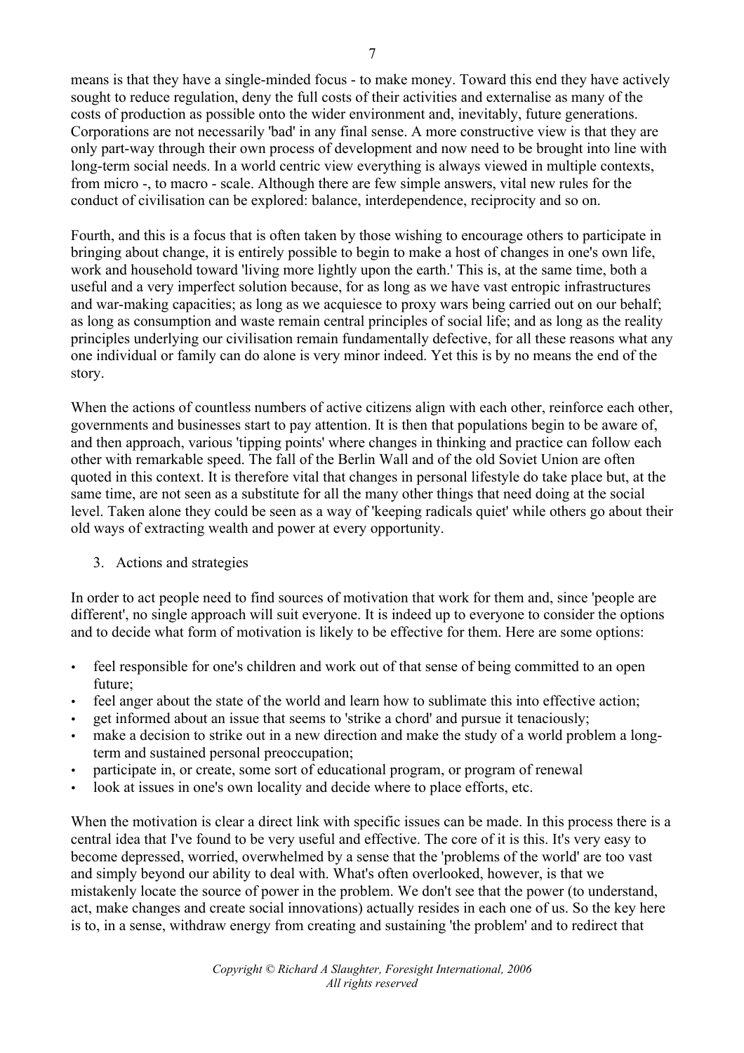means is that they have a single-minded focus - to make money. Toward this end they have actively sought to reduce regulation, deny the full costs of their activities and externalise as many of the costs of production as possible onto the wider environment and, inevitably, future generations. Corporations are not necessarily 'bad' in any final sense. A more constructive view is that they are only part-way through their own process of development and now need to be brought into line with long-term social needs. In a world centric view everything is always viewed in multiple contexts, from micro -, to macro - scale. Although there are few simple answers, vital new rules for the conduct of civilisation can be explored: balance, interdependence, reciprocity and so on.

Fourth, and this is a focus that is often taken by those wishing to encourage others to participate in bringing about change, it is entirely possible to begin to make a host of changes in one's own life, work and household toward 'living more lightly upon the earth.' This is, at the same time, both a useful and a very imperfect solution because, for as long as we have vast entropic infrastructures and war-making capacities; as long as we acquiesce to proxy wars being carried out on our behalf; as long as consumption and waste remain central principles of social life; and as long as the reality principles underlying our civilisation remain fundamentally defective, for all these reasons what any one individual or family can do alone is very minor indeed. Yet this is by no means the end of the story.

When the actions of countless numbers of active citizens align with each other, reinforce each other, governments and businesses start to pay attention. It is then that populations begin to be aware of, and then approach, various 'tipping points' where changes in thinking and practice can follow each other with remarkable speed. The fall of the Berlin Wall and of the old Soviet Union are often quoted in this context. It is therefore vital that changes in personal lifestyle do take place but, at the same time, are not seen as a substitute for all the many other things that need doing at the social level. Taken alone they could be seen as a way of 'keeping radicals quiet' while others go about their old ways of extracting wealth and power at every opportunity.

3. Actions and strategies

In order to act people need to find sources of motivation that work for them and, since 'people are different', no single approach will suit everyone. It is indeed up to everyone to consider the options and to decide what form of motivation is likely to be effective for them. Here are some options:

- feel responsible for one's children and work out of that sense of being committed to an open future;
- feel anger about the state of the world and learn how to sublimate this into effective action;
- get informed about an issue that seems to 'strike a chord' and pursue it tenaciously;
- make a decision to strike out in a new direction and make the study of a world problem a long-term and sustained personal preoccupation;
- participate in, or create, some sort of educational program, or program of renewal
- look at issues in one's own locality and decide where to place efforts, etc.

When the motivation is clear a direct link with specific issues can be made. In this process there is a central idea that I've found to be very useful and effective. The core of it is this. It's very easy to become depressed, worried, overwhelmed by a sense that the 'problems of the world' are too vast and simply beyond our ability to deal with. What's often overlooked, however, is that we mistakenly locate the source of power in the problem. We don't see that the power (to understand, act, make changes and create social innovations) actually resides in each one of us. So the key here is to, in a sense, withdraw energy from creating and sustaining 'the problem' and to redirect that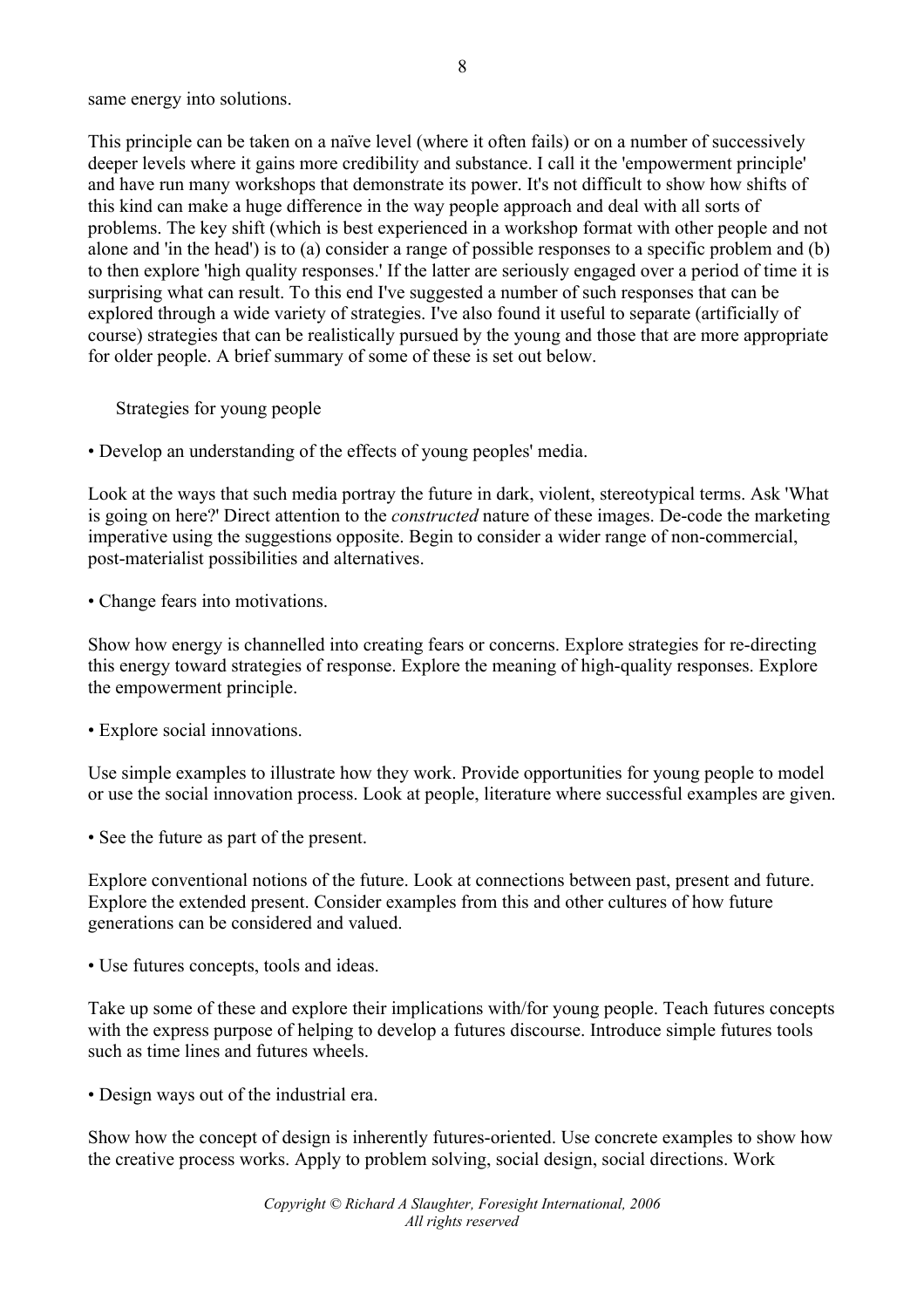same energy into solutions.

This principle can be taken on a naïve level (where it often fails) or on a number of successively deeper levels where it gains more credibility and substance. I call it the 'empowerment principle' and have run many workshops that demonstrate its power. It's not difficult to show how shifts of this kind can make a huge difference in the way people approach and deal with all sorts of problems. The key shift (which is best experienced in a workshop format with other people and not alone and 'in the head') is to (a) consider a range of possible responses to a specific problem and (b) to then explore 'high quality responses.' If the latter are seriously engaged over a period of time it is surprising what can result. To this end I've suggested a number of such responses that can be explored through a wide variety of strategies. I've also found it useful to separate (artificially of course) strategies that can be realistically pursued by the young and those that are more appropriate for older people. A brief summary of some of these is set out below.

Strategies for young people

• Develop an understanding of the effects of young peoples' media.

Look at the ways that such media portray the future in dark, violent, stereotypical terms. Ask 'What is going on here?' Direct attention to the *constructed* nature of these images. De-code the marketing imperative using the suggestions opposite. Begin to consider a wider range of non-commercial, post-materialist possibilities and alternatives.

• Change fears into motivations.

Show how energy is channelled into creating fears or concerns. Explore strategies for re-directing this energy toward strategies of response. Explore the meaning of high-quality responses. Explore the empowerment principle.

• Explore social innovations.

Use simple examples to illustrate how they work. Provide opportunities for young people to model or use the social innovation process. Look at people, literature where successful examples are given.

• See the future as part of the present.

Explore conventional notions of the future. Look at connections between past, present and future. Explore the extended present. Consider examples from this and other cultures of how future generations can be considered and valued.

• Use futures concepts, tools and ideas.

Take up some of these and explore their implications with/for young people. Teach futures concepts with the express purpose of helping to develop a futures discourse. Introduce simple futures tools such as time lines and futures wheels.

• Design ways out of the industrial era.

Show how the concept of design is inherently futures-oriented. Use concrete examples to show how the creative process works. Apply to problem solving, social design, social directions. Work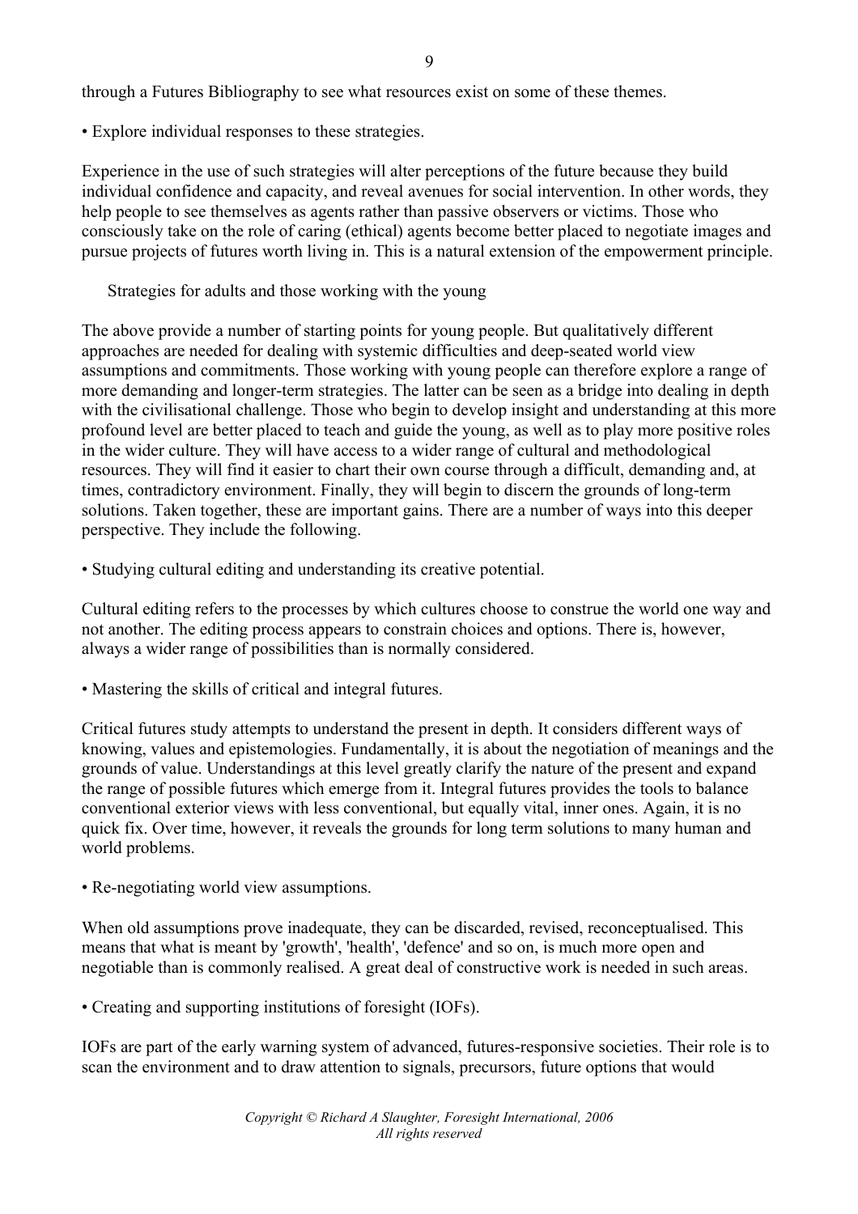through a Futures Bibliography to see what resources exist on some of these themes.

- Explore individual responses to these strategies.

Experience in the use of such strategies will alter perceptions of the future because they build individual confidence and capacity, and reveal avenues for social intervention. In other words, they help people to see themselves as agents rather than passive observers or victims. Those who consciously take on the role of caring (ethical) agents become better placed to negotiate images and pursue projects of futures worth living in. This is a natural extension of the empowerment principle.

### Strategies for adults and those working with the young

The above provide a number of starting points for young people. But qualitatively different approaches are needed for dealing with systemic difficulties and deep-seated world view assumptions and commitments. Those working with young people can therefore explore a range of more demanding and longer-term strategies. The latter can be seen as a bridge into dealing in depth with the civilisational challenge. Those who begin to develop insight and understanding at this more profound level are better placed to teach and guide the young, as well as to play more positive roles in the wider culture. They will have access to a wider range of cultural and methodological resources. They will find it easier to chart their own course through a difficult, demanding and, at times, contradictory environment. Finally, they will begin to discern the grounds of long-term solutions. Taken together, these are important gains. There are a number of ways into this deeper perspective. They include the following.

- Studying cultural editing and understanding its creative potential.

Cultural editing refers to the processes by which cultures choose to construe the world one way and not another. The editing process appears to constrain choices and options. There is, however, always a wider range of possibilities than is normally considered.

- Mastering the skills of critical and integral futures.

Critical futures study attempts to understand the present in depth. It considers different ways of knowing, values and epistemologies. Fundamentally, it is about the negotiation of meanings and the grounds of value. Understandings at this level greatly clarify the nature of the present and expand the range of possible futures which emerge from it. Integral futures provides the tools to balance conventional exterior views with less conventional, but equally vital, inner ones. Again, it is no quick fix. Over time, however, it reveals the grounds for long term solutions to many human and world problems.

- Re-negotiating world view assumptions.

When old assumptions prove inadequate, they can be discarded, revised, reconceptualised. This means that what is meant by 'growth', 'health', 'defence' and so on, is much more open and negotiable than is commonly realised. A great deal of constructive work is needed in such areas.

- Creating and supporting institutions of foresight (IOFs).

IOFs are part of the early warning system of advanced, futures-responsive societies. Their role is to scan the environment and to draw attention to signals, precursors, future options that would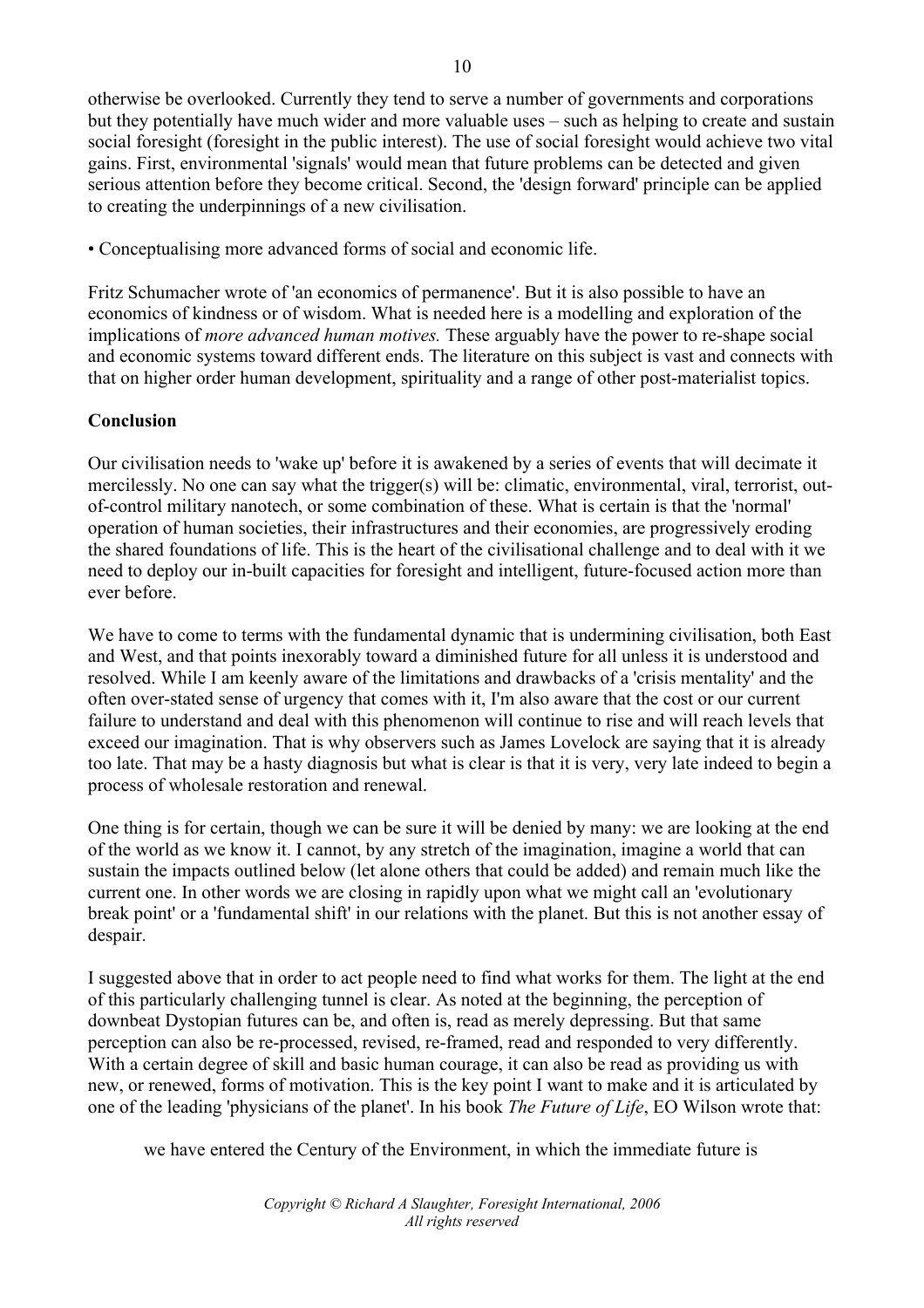otherwise be overlooked. Currently they tend to serve a number of governments and corporations but they potentially have much wider and more valuable uses – such as helping to create and sustain social foresight (foresight in the public interest). The use of social foresight would achieve two vital gains. First, environmental 'signals' would mean that future problems can be detected and given serious attention before they become critical. Second, the 'design forward' principle can be applied to creating the underpinnings of a new civilisation.

• Conceptualising more advanced forms of social and economic life.

Fritz Schumacher wrote of 'an economics of permanence'. But it is also possible to have an economics of kindness or of wisdom. What is needed here is a modelling and exploration of the implications of *more advanced human motives.* These arguably have the power to re-shape social and economic systems toward different ends. The literature on this subject is vast and connects with that on higher order human development, spirituality and a range of other post-materialist topics.

**Conclusion**

Our civilisation needs to 'wake up' before it is awakened by a series of events that will decimate it mercilessly. No one can say what the trigger(s) will be: climatic, environmental, viral, terrorist, out-of-control military nanotech, or some combination of these. What is certain is that the 'normal' operation of human societies, their infrastructures and their economies, are progressively eroding the shared foundations of life. This is the heart of the civilisational challenge and to deal with it we need to deploy our in-built capacities for foresight and intelligent, future-focused action more than ever before.

We have to come to terms with the fundamental dynamic that is undermining civilisation, both East and West, and that points inexorably toward a diminished future for all unless it is understood and resolved. While I am keenly aware of the limitations and drawbacks of a 'crisis mentality' and the often over-stated sense of urgency that comes with it, I'm also aware that the cost or our current failure to understand and deal with this phenomenon will continue to rise and will reach levels that exceed our imagination. That is why observers such as James Lovelock are saying that it is already too late. That may be a hasty diagnosis but what is clear is that it is very, very late indeed to begin a process of wholesale restoration and renewal.

One thing is for certain, though we can be sure it will be denied by many: we are looking at the end of the world as we know it. I cannot, by any stretch of the imagination, imagine a world that can sustain the impacts outlined below (let alone others that could be added) and remain much like the current one. In other words we are closing in rapidly upon what we might call an 'evolutionary break point' or a 'fundamental shift' in our relations with the planet. But this is not another essay of despair.

I suggested above that in order to act people need to find what works for them. The light at the end of this particularly challenging tunnel is clear. As noted at the beginning, the perception of downbeat Dystopian futures can be, and often is, read as merely depressing. But that same perception can also be re-processed, revised, re-framed, read and responded to very differently. With a certain degree of skill and basic human courage, it can also be read as providing us with new, or renewed, forms of motivation. This is the key point I want to make and it is articulated by one of the leading 'physicians of the planet'. In his book *The Future of Life*, EO Wilson wrote that:

> we have entered the Century of the Environment, in which the immediate future is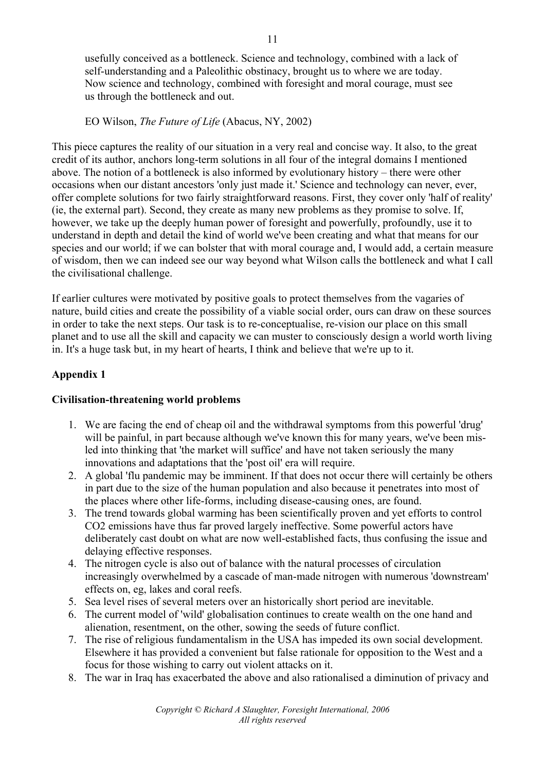> usefully conceived as a bottleneck. Science and technology, combined with a lack of self-understanding and a Paleolithic obstinacy, brought us to where we are today. Now science and technology, combined with foresight and moral courage, must see us through the bottleneck and out.
>
> EO Wilson, *The Future of Life* (Abacus, NY, 2002)

This piece captures the reality of our situation in a very real and concise way. It also, to the great credit of its author, anchors long-term solutions in all four of the integral domains I mentioned above. The notion of a bottleneck is also informed by evolutionary history – there were other occasions when our distant ancestors 'only just made it.' Science and technology can never, ever, offer complete solutions for two fairly straightforward reasons. First, they cover only 'half of reality' (ie, the external part). Second, they create as many new problems as they promise to solve. If, however, we take up the deeply human power of foresight and powerfully, profoundly, use it to understand in depth and detail the kind of world we've been creating and what that means for our species and our world; if we can bolster that with moral courage and, I would add, a certain measure of wisdom, then we can indeed see our way beyond what Wilson calls the bottleneck and what I call the civilisational challenge.

If earlier cultures were motivated by positive goals to protect themselves from the vagaries of nature, build cities and create the possibility of a viable social order, ours can draw on these sources in order to take the next steps. Our task is to re-conceptualise, re-vision our place on this small planet and to use all the skill and capacity we can muster to consciously design a world worth living in. It's a huge task but, in my heart of hearts, I think and believe that we're up to it.

**Appendix 1**

**Civilisation-threatening world problems**

1. We are facing the end of cheap oil and the withdrawal symptoms from this powerful 'drug' will be painful, in part because although we've known this for many years, we've been mis-led into thinking that 'the market will suffice' and have not taken seriously the many innovations and adaptations that the 'post oil' era will require.
2. A global 'flu pandemic may be imminent. If that does not occur there will certainly be others in part due to the size of the human population and also because it penetrates into most of the places where other life-forms, including disease-causing ones, are found.
3. The trend towards global warming has been scientifically proven and yet efforts to control $CO_2$ emissions have thus far proved largely ineffective. Some powerful actors have deliberately cast doubt on what are now well-established facts, thus confusing the issue and delaying effective responses.
4. The nitrogen cycle is also out of balance with the natural processes of circulation increasingly overwhelmed by a cascade of man-made nitrogen with numerous 'downstream' effects on, eg, lakes and coral reefs.
5. Sea level rises of several meters over an historically short period are inevitable.
6. The current model of 'wild' globalisation continues to create wealth on the one hand and alienation, resentment, on the other, sowing the seeds of future conflict.
7. The rise of religious fundamentalism in the USA has impeded its own social development. Elsewhere it has provided a convenient but false rationale for opposition to the West and a focus for those wishing to carry out violent attacks on it.
8. The war in Iraq has exacerbated the above and also rationalised a diminution of privacy and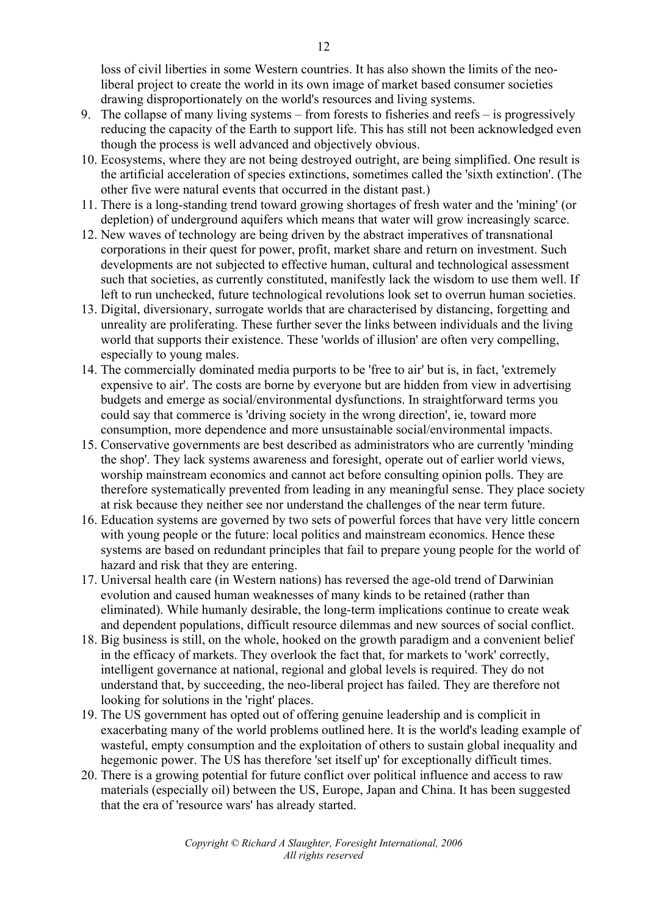loss of civil liberties in some Western countries. It has also shown the limits of the neo-liberal project to create the world in its own image of market based consumer societies drawing disproportionately on the world's resources and living systems.

9. The collapse of many living systems – from forests to fisheries and reefs – is progressively reducing the capacity of the Earth to support life. This has still not been acknowledged even though the process is well advanced and objectively obvious.
10. Ecosystems, where they are not being destroyed outright, are being simplified. One result is the artificial acceleration of species extinctions, sometimes called the 'sixth extinction'. (The other five were natural events that occurred in the distant past.)
11. There is a long-standing trend toward growing shortages of fresh water and the 'mining' (or depletion) of underground aquifers which means that water will grow increasingly scarce.
12. New waves of technology are being driven by the abstract imperatives of transnational corporations in their quest for power, profit, market share and return on investment. Such developments are not subjected to effective human, cultural and technological assessment such that societies, as currently constituted, manifestly lack the wisdom to use them well. If left to run unchecked, future technological revolutions look set to overrun human societies.
13. Digital, diversionary, surrogate worlds that are characterised by distancing, forgetting and unreality are proliferating. These further sever the links between individuals and the living world that supports their existence. These 'worlds of illusion' are often very compelling, especially to young males.
14. The commercially dominated media purports to be 'free to air' but is, in fact, 'extremely expensive to air'. The costs are borne by everyone but are hidden from view in advertising budgets and emerge as social/environmental dysfunctions. In straightforward terms you could say that commerce is 'driving society in the wrong direction', ie, toward more consumption, more dependence and more unsustainable social/environmental impacts.
15. Conservative governments are best described as administrators who are currently 'minding the shop'. They lack systems awareness and foresight, operate out of earlier world views, worship mainstream economics and cannot act before consulting opinion polls. They are therefore systematically prevented from leading in any meaningful sense. They place society at risk because they neither see nor understand the challenges of the near term future.
16. Education systems are governed by two sets of powerful forces that have very little concern with young people or the future: local politics and mainstream economics. Hence these systems are based on redundant principles that fail to prepare young people for the world of hazard and risk that they are entering.
17. Universal health care (in Western nations) has reversed the age-old trend of Darwinian evolution and caused human weaknesses of many kinds to be retained (rather than eliminated). While humanly desirable, the long-term implications continue to create weak and dependent populations, difficult resource dilemmas and new sources of social conflict.
18. Big business is still, on the whole, hooked on the growth paradigm and a convenient belief in the efficacy of markets. They overlook the fact that, for markets to 'work' correctly, intelligent governance at national, regional and global levels is required. They do not understand that, by succeeding, the neo-liberal project has failed. They are therefore not looking for solutions in the 'right' places.
19. The US government has opted out of offering genuine leadership and is complicit in exacerbating many of the world problems outlined here. It is the world's leading example of wasteful, empty consumption and the exploitation of others to sustain global inequality and hegemonic power. The US has therefore 'set itself up' for exceptionally difficult times.
20. There is a growing potential for future conflict over political influence and access to raw materials (especially oil) between the US, Europe, Japan and China. It has been suggested that the era of 'resource wars' has already started.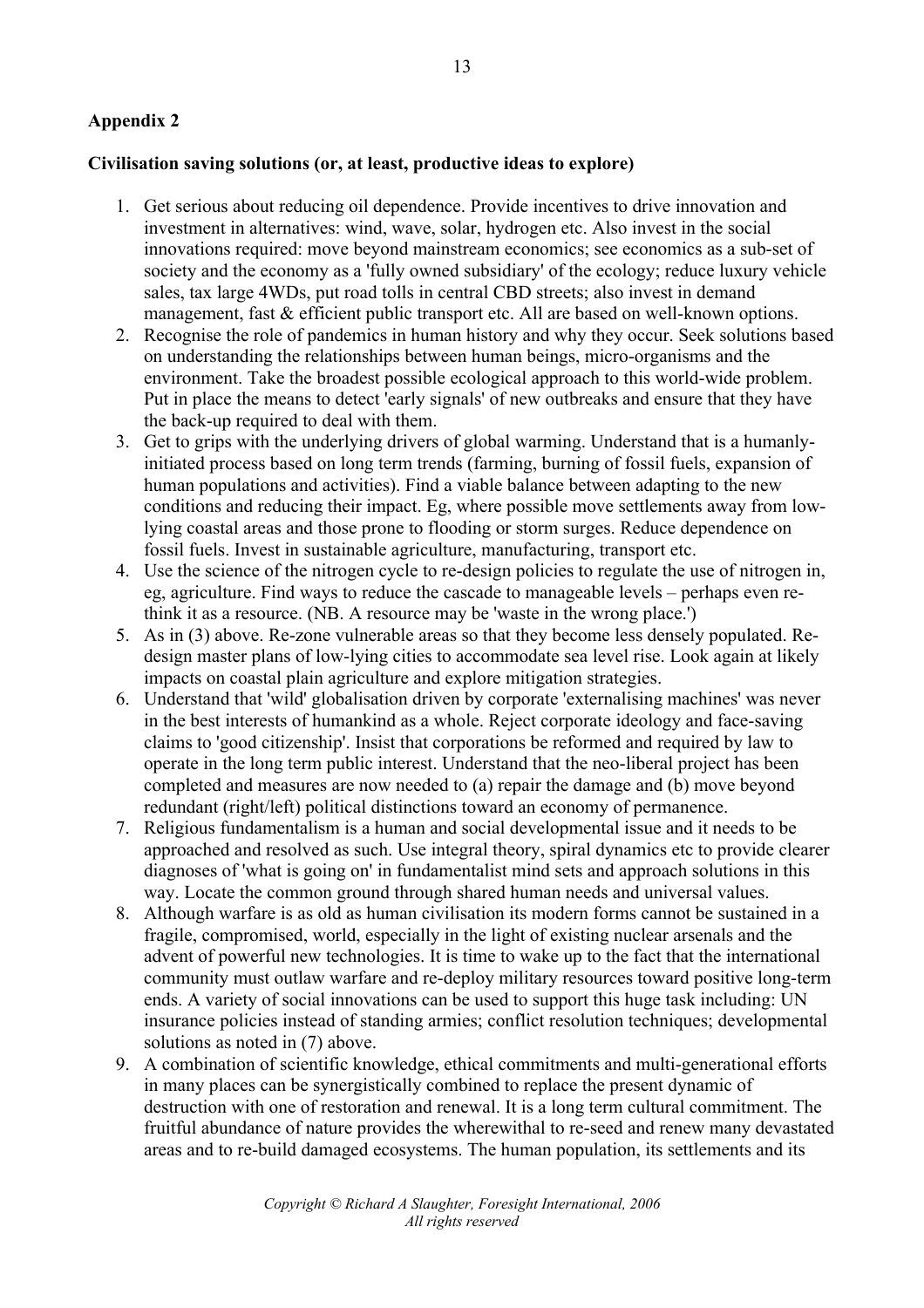## Appendix 2

**Civilisation saving solutions (or, at least, productive ideas to explore)**

1. Get serious about reducing oil dependence. Provide incentives to drive innovation and investment in alternatives: wind, wave, solar, hydrogen etc. Also invest in the social innovations required: move beyond mainstream economics; see economics as a sub-set of society and the economy as a 'fully owned subsidiary' of the ecology; reduce luxury vehicle sales, tax large 4WDs, put road tolls in central CBD streets; also invest in demand management, fast & efficient public transport etc. All are based on well-known options.
2. Recognise the role of pandemics in human history and why they occur. Seek solutions based on understanding the relationships between human beings, micro-organisms and the environment. Take the broadest possible ecological approach to this world-wide problem. Put in place the means to detect 'early signals' of new outbreaks and ensure that they have the back-up required to deal with them.
3. Get to grips with the underlying drivers of global warming. Understand that is a humanly-initiated process based on long term trends (farming, burning of fossil fuels, expansion of human populations and activities). Find a viable balance between adapting to the new conditions and reducing their impact. Eg, where possible move settlements away from low-lying coastal areas and those prone to flooding or storm surges. Reduce dependence on fossil fuels. Invest in sustainable agriculture, manufacturing, transport etc.
4. Use the science of the nitrogen cycle to re-design policies to regulate the use of nitrogen in, eg, agriculture. Find ways to reduce the cascade to manageable levels – perhaps even re-think it as a resource. (NB. A resource may be 'waste in the wrong place.')
5. As in (3) above. Re-zone vulnerable areas so that they become less densely populated. Re-design master plans of low-lying cities to accommodate sea level rise. Look again at likely impacts on coastal plain agriculture and explore mitigation strategies.
6. Understand that 'wild' globalisation driven by corporate 'externalising machines' was never in the best interests of humankind as a whole. Reject corporate ideology and face-saving claims to 'good citizenship'. Insist that corporations be reformed and required by law to operate in the long term public interest. Understand that the neo-liberal project has been completed and measures are now needed to (a) repair the damage and (b) move beyond redundant (right/left) political distinctions toward an economy of permanence.
7. Religious fundamentalism is a human and social developmental issue and it needs to be approached and resolved as such. Use integral theory, spiral dynamics etc to provide clearer diagnoses of 'what is going on' in fundamentalist mind sets and approach solutions in this way. Locate the common ground through shared human needs and universal values.
8. Although warfare is as old as human civilisation its modern forms cannot be sustained in a fragile, compromised, world, especially in the light of existing nuclear arsenals and the advent of powerful new technologies. It is time to wake up to the fact that the international community must outlaw warfare and re-deploy military resources toward positive long-term ends. A variety of social innovations can be used to support this huge task including: UN insurance policies instead of standing armies; conflict resolution techniques; developmental solutions as noted in (7) above.
9. A combination of scientific knowledge, ethical commitments and multi-generational efforts in many places can be synergistically combined to replace the present dynamic of destruction with one of restoration and renewal. It is a long term cultural commitment. The fruitful abundance of nature provides the wherewithal to re-seed and renew many devastated areas and to re-build damaged ecosystems. The human population, its settlements and its

*Copyright © Richard A Slaughter, Foresight International, 2006*
*All rights reserved*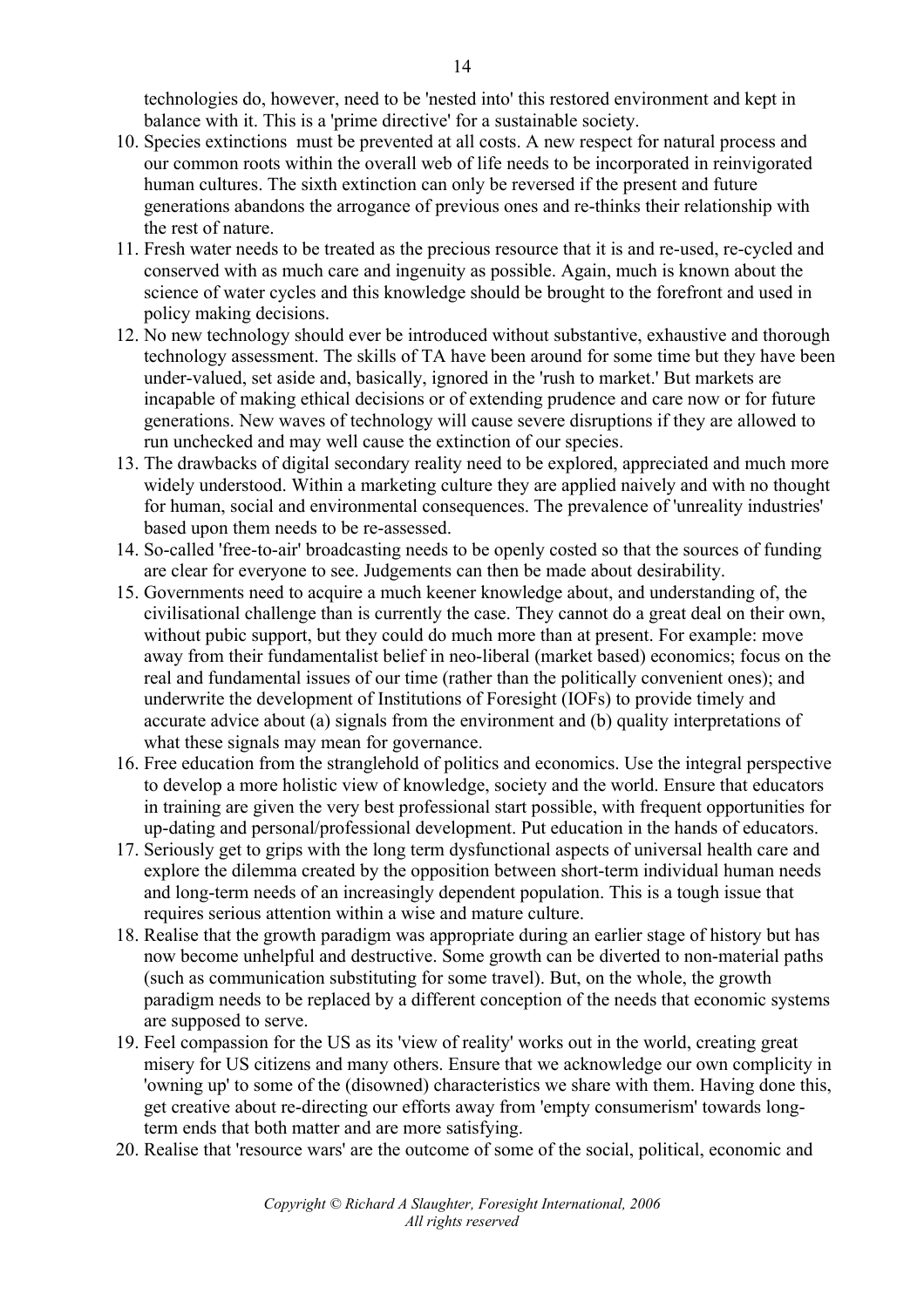technologies do, however, need to be 'nested into' this restored environment and kept in balance with it. This is a 'prime directive' for a sustainable society.

10. Species extinctions must be prevented at all costs. A new respect for natural process and our common roots within the overall web of life needs to be incorporated in reinvigorated human cultures. The sixth extinction can only be reversed if the present and future generations abandons the arrogance of previous ones and re-thinks their relationship with the rest of nature.
11. Fresh water needs to be treated as the precious resource that it is and re-used, re-cycled and conserved with as much care and ingenuity as possible. Again, much is known about the science of water cycles and this knowledge should be brought to the forefront and used in policy making decisions.
12. No new technology should ever be introduced without substantive, exhaustive and thorough technology assessment. The skills of TA have been around for some time but they have been under-valued, set aside and, basically, ignored in the 'rush to market.' But markets are incapable of making ethical decisions or of extending prudence and care now or for future generations. New waves of technology will cause severe disruptions if they are allowed to run unchecked and may well cause the extinction of our species.
13. The drawbacks of digital secondary reality need to be explored, appreciated and much more widely understood. Within a marketing culture they are applied naively and with no thought for human, social and environmental consequences. The prevalence of 'unreality industries' based upon them needs to be re-assessed.
14. So-called 'free-to-air' broadcasting needs to be openly costed so that the sources of funding are clear for everyone to see. Judgements can then be made about desirability.
15. Governments need to acquire a much keener knowledge about, and understanding of, the civilisational challenge than is currently the case. They cannot do a great deal on their own, without pubic support, but they could do much more than at present. For example: move away from their fundamentalist belief in neo-liberal (market based) economics; focus on the real and fundamental issues of our time (rather than the politically convenient ones); and underwrite the development of Institutions of Foresight (IOFs) to provide timely and accurate advice about (a) signals from the environment and (b) quality interpretations of what these signals may mean for governance.
16. Free education from the stranglehold of politics and economics. Use the integral perspective to develop a more holistic view of knowledge, society and the world. Ensure that educators in training are given the very best professional start possible, with frequent opportunities for up-dating and personal/professional development. Put education in the hands of educators.
17. Seriously get to grips with the long term dysfunctional aspects of universal health care and explore the dilemma created by the opposition between short-term individual human needs and long-term needs of an increasingly dependent population. This is a tough issue that requires serious attention within a wise and mature culture.
18. Realise that the growth paradigm was appropriate during an earlier stage of history but has now become unhelpful and destructive. Some growth can be diverted to non-material paths (such as communication substituting for some travel). But, on the whole, the growth paradigm needs to be replaced by a different conception of the needs that economic systems are supposed to serve.
19. Feel compassion for the US as its 'view of reality' works out in the world, creating great misery for US citizens and many others. Ensure that we acknowledge our own complicity in 'owning up' to some of the (disowned) characteristics we share with them. Having done this, get creative about re-directing our efforts away from 'empty consumerism' towards long-term ends that both matter and are more satisfying.
20. Realise that 'resource wars' are the outcome of some of the social, political, economic and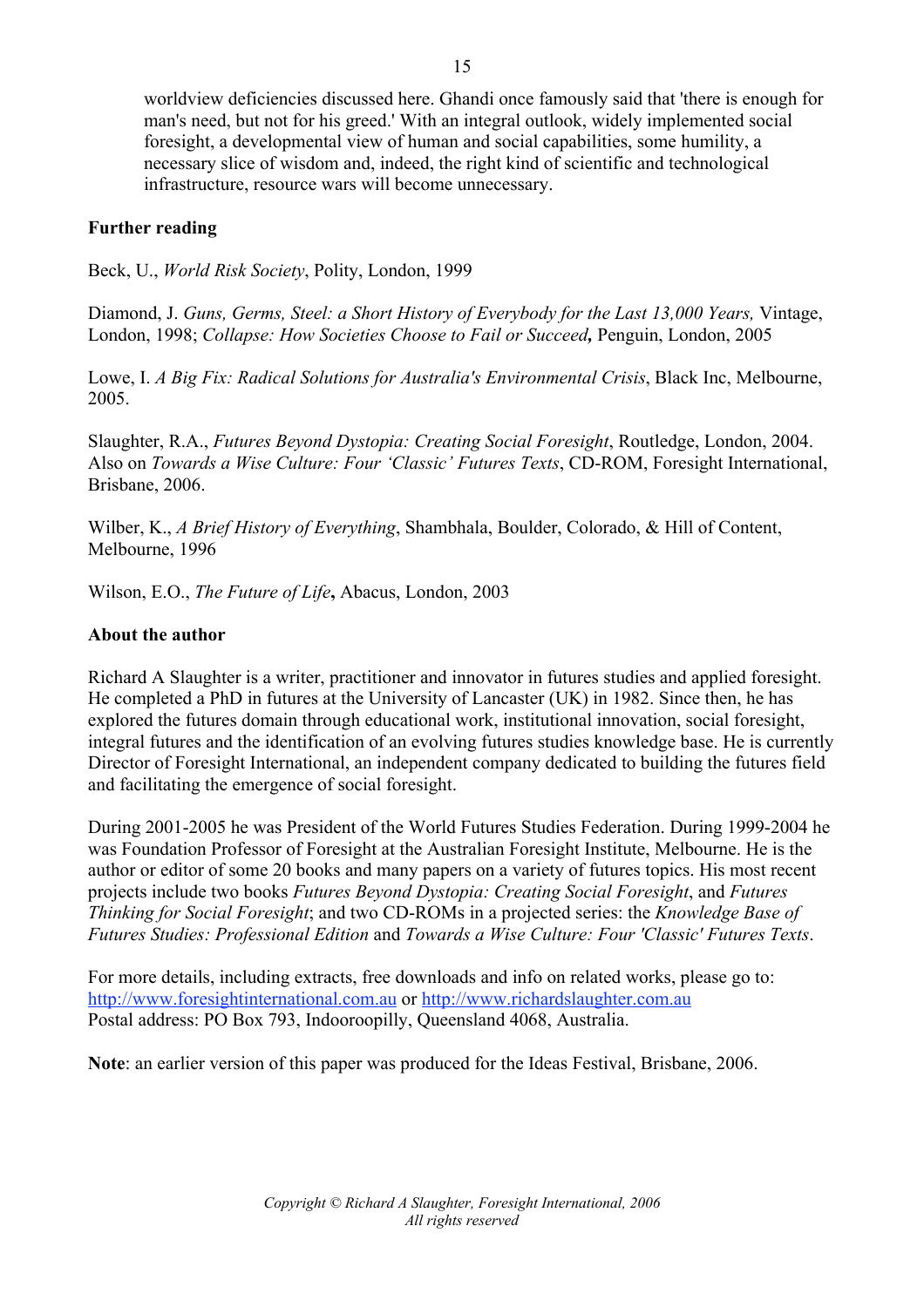worldview deficiencies discussed here. Ghandi once famously said that 'there is enough for man's need, but not for his greed.' With an integral outlook, widely implemented social foresight, a developmental view of human and social capabilities, some humility, a necessary slice of wisdom and, indeed, the right kind of scientific and technological infrastructure, resource wars will become unnecessary.

**Further reading**

Beck, U., *World Risk Society*, Polity, London, 1999

Diamond, J. *Guns, Germs, Steel: a Short History of Everybody for the Last 13,000 Years,* Vintage, London, 1998; *Collapse: How Societies Choose to Fail or Succeed,* Penguin, London, 2005

Lowe, I. *A Big Fix: Radical Solutions for Australia's Environmental Crisis*, Black Inc, Melbourne, 2005.

Slaughter, R.A., *Futures Beyond Dystopia: Creating Social Foresight*, Routledge, London, 2004. Also on *Towards a Wise Culture: Four 'Classic' Futures Texts*, CD-ROM, Foresight International, Brisbane, 2006.

Wilber, K., *A Brief History of Everything*, Shambhala, Boulder, Colorado, & Hill of Content, Melbourne, 1996

Wilson, E.O., *The Future of Life***,** Abacus, London, 2003

**About the author**

Richard A Slaughter is a writer, practitioner and innovator in futures studies and applied foresight. He completed a PhD in futures at the University of Lancaster (UK) in 1982. Since then, he has explored the futures domain through educational work, institutional innovation, social foresight, integral futures and the identification of an evolving futures studies knowledge base. He is currently Director of Foresight International, an independent company dedicated to building the futures field and facilitating the emergence of social foresight.

During 2001-2005 he was President of the World Futures Studies Federation. During 1999-2004 he was Foundation Professor of Foresight at the Australian Foresight Institute, Melbourne. He is the author or editor of some 20 books and many papers on a variety of futures topics. His most recent projects include two books *Futures Beyond Dystopia: Creating Social Foresight*, and *Futures Thinking for Social Foresight*; and two CD-ROMs in a projected series: the *Knowledge Base of Futures Studies: Professional Edition* and *Towards a Wise Culture: Four 'Classic' Futures Texts*.

For more details, including extracts, free downloads and info on related works, please go to: http://www.foresightinternational.com.au or http://www.richardslaughter.com.au
Postal address: PO Box 793, Indooroopilly, Queensland 4068, Australia.

**Note**: an earlier version of this paper was produced for the Ideas Festival, Brisbane, 2006.

*Copyright © Richard A Slaughter, Foresight International, 2006*
*All rights reserved*